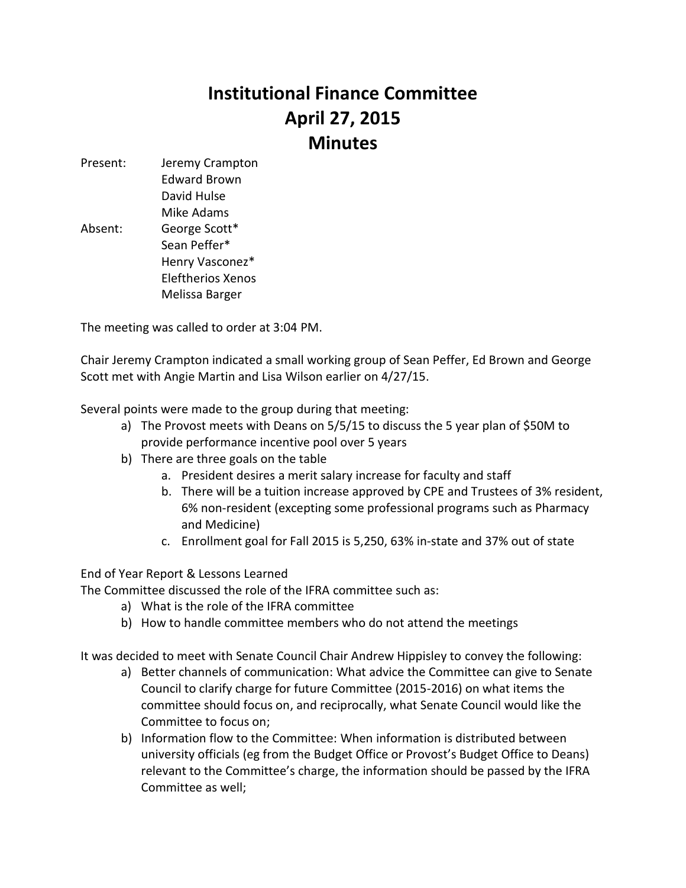# Institutional Finance Committee
# April 27, 2015
# Minutes

Present: Jeremy Crampton
Edward Brown
David Hulse
Mike Adams

Absent: George Scott*
Sean Peffer*
Henry Vasconez*
Eleftherios Xenos
Melissa Barger

The meeting was called to order at 3:04 PM.

Chair Jeremy Crampton indicated a small working group of Sean Peffer, Ed Brown and George Scott met with Angie Martin and Lisa Wilson earlier on 4/27/15.

Several points were made to the group during that meeting:

a) The Provost meets with Deans on 5/5/15 to discuss the 5 year plan of $50M to provide performance incentive pool over 5 years
b) There are three goals on the table
    a. President desires a merit salary increase for faculty and staff
    b. There will be a tuition increase approved by CPE and Trustees of 3% resident, 6% non-resident (excepting some professional programs such as Pharmacy and Medicine)
    c. Enrollment goal for Fall 2015 is 5,250, 63% in-state and 37% out of state

End of Year Report & Lessons Learned

The Committee discussed the role of the IFRA committee such as:

a) What is the role of the IFRA committee
b) How to handle committee members who do not attend the meetings

It was decided to meet with Senate Council Chair Andrew Hippisley to convey the following:

a) Better channels of communication: What advice the Committee can give to Senate Council to clarify charge for future Committee (2015-2016) on what items the committee should focus on, and reciprocally, what Senate Council would like the Committee to focus on;
b) Information flow to the Committee: When information is distributed between university officials (eg from the Budget Office or Provost's Budget Office to Deans) relevant to the Committee's charge, the information should be passed by the IFRA Committee as well;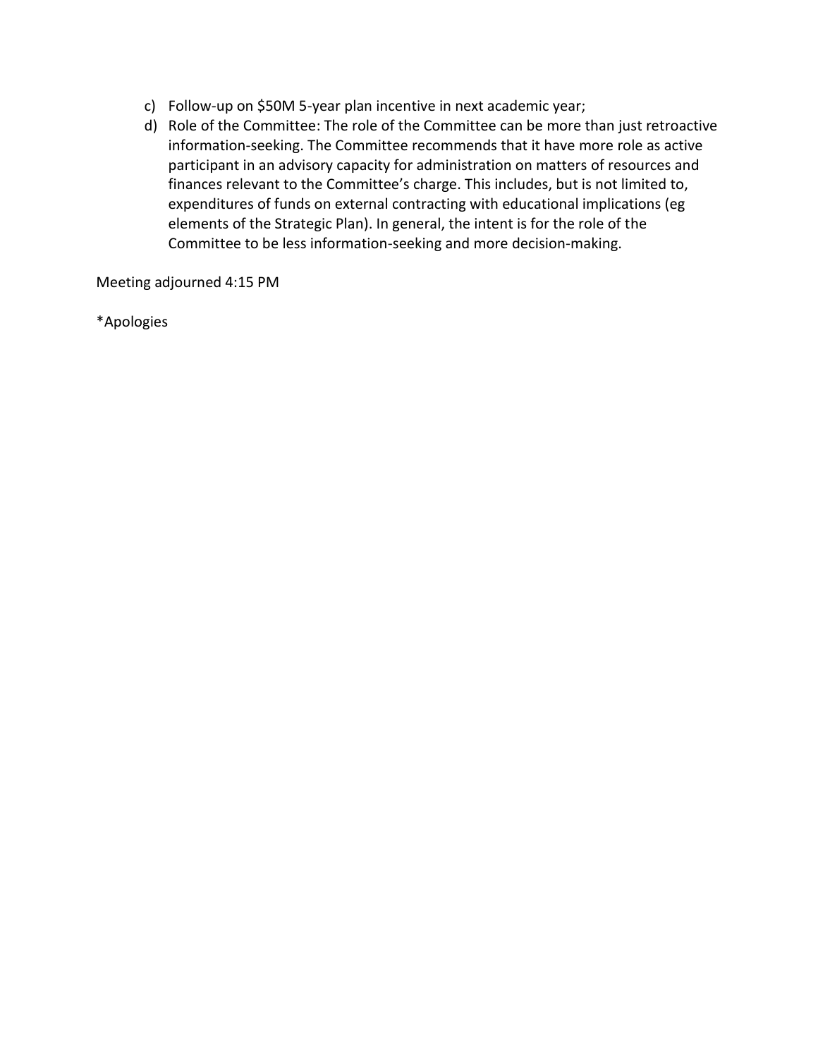c) Follow-up on $50M 5-year plan incentive in next academic year;

d) Role of the Committee: The role of the Committee can be more than just retroactive information-seeking. The Committee recommends that it have more role as active participant in an advisory capacity for administration on matters of resources and finances relevant to the Committee's charge. This includes, but is not limited to, expenditures of funds on external contracting with educational implications (eg elements of the Strategic Plan). In general, the intent is for the role of the Committee to be less information-seeking and more decision-making.

Meeting adjourned 4:15 PM

*Apologies